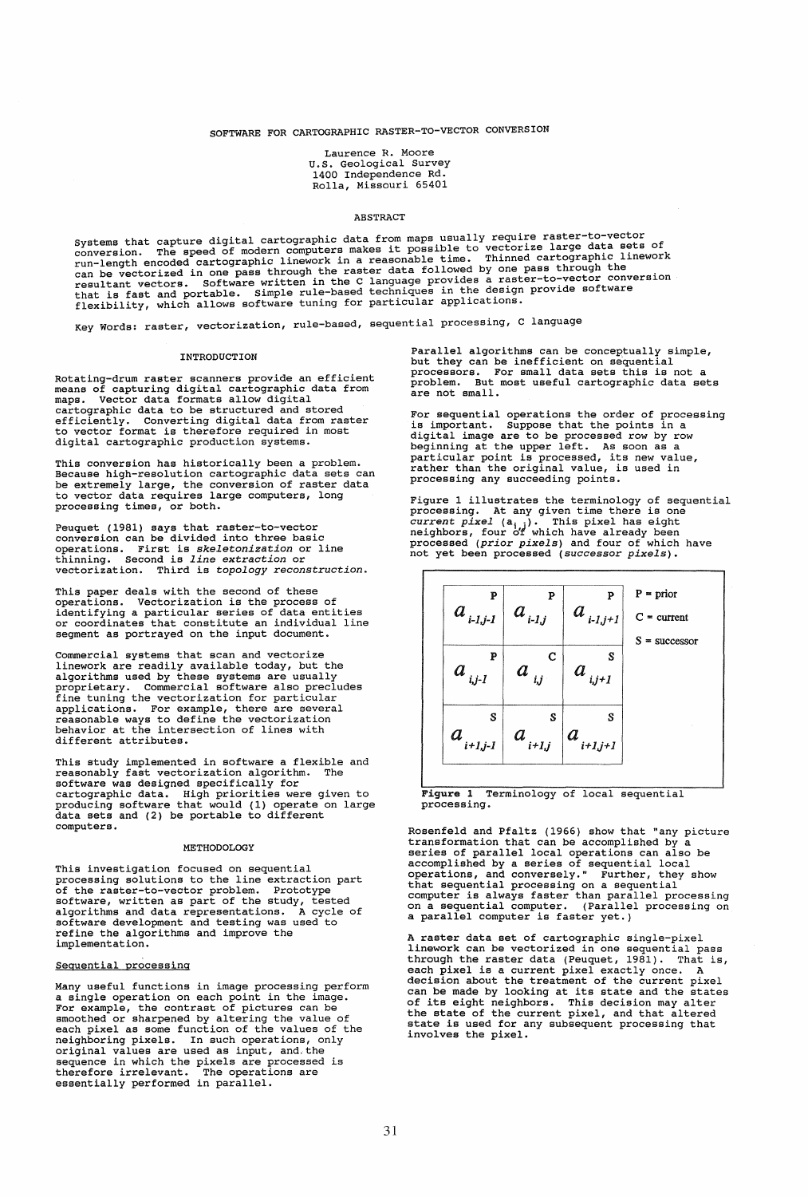# SOFTWARE FOR CARTOGRAPHIC RASTER-TO-VECTOR CONVERSION

Laurence R. Moore
U.S. Geological Survey
1400 Independence Rd.
Rolla, Missouri 65401

## ABSTRACT

Systems that capture digital cartographic data from maps usually require raster-to-vector conversion. The speed of modern computers makes it possible to vectorize large data sets of run-length encoded cartographic linework in a reasonable time. Thinned cartographic linework can be vectorized in one pass through the raster data followed by one pass through the resultant vectors. Software written in the C language provides a raster-to-vector conversion that is fast and portable. Simple rule-based techniques in the design provide software flexibility, which allows software tuning for particular applications.

Key Words: raster, vectorization, rule-based, sequential processing, C language

## INTRODUCTION

Rotating-drum raster scanners provide an efficient means of capturing digital cartographic data from maps. Vector data formats allow digital cartographic data to be structured and stored efficiently. Converting digital data from raster to vector format is therefore required in most digital cartographic production systems.

This conversion has historically been a problem. Because high-resolution cartographic data sets can be extremely large, the conversion of raster data to vector data requires large computers, long processing times, or both.

Peuquet (1981) says that raster-to-vector conversion can be divided into three basic operations. First is *skeletonization* or line thinning. Second is *line extraction* or vectorization. Third is *topology reconstruction*.

This paper deals with the second of these operations. Vectorization is the process of identifying a particular series of data entities or coordinates that constitute an individual line segment as portrayed on the input document.

Commercial systems that scan and vectorize linework are readily available today, but the algorithms used by these systems are usually proprietary. Commercial software also precludes fine tuning the vectorization for particular applications. For example, there are several reasonable ways to define the vectorization behavior at the intersection of lines with different attributes.

This study implemented in software a flexible and reasonably fast vectorization algorithm. The software was designed specifically for cartographic data. High priorities were given to producing software that would (1) operate on large data sets and (2) be portable to different computers.

## METHODOLOGY

This investigation focused on sequential processing solutions to the line extraction part of the raster-to-vector problem. Prototype software, written as part of the study, tested algorithms and data representations. A cycle of software development and testing was used to refine the algorithms and improve the implementation.

### Sequential processing

Many useful functions in image processing perform a single operation on each point in the image. For example, the contrast of pictures can be smoothed or sharpened by altering the value of each pixel as some function of the values of the neighboring pixels. In such operations, only original values are used as input, and the sequence in which the pixels are processed is therefore irrelevant. The operations are essentially performed in parallel.

Parallel algorithms can be conceptually simple, but they can be inefficient on sequential processors. For small data sets this is not a problem. But most useful cartographic data sets are not small.

For sequential operations the order of processing is important. Suppose that the points in a digital image are to be processed row by row beginning at the upper left. As soon as a particular point is processed, its new value, rather than the original value, is used in processing any succeeding points.

Figure 1 illustrates the terminology of sequential processing. At any given time there is one *current pixel* ($a_{i,j}$). This pixel has eight neighbors, four of which have already been processed (*prior pixels*) and four of which have not yet been processed (*successor pixels*).

| P $a_{i-1,j-1}$ | P $a_{i-1,j}$ | P $a_{i-1,j+1}$ |
|---|---|---|
| P $a_{i,j-1}$ | C $a_{i,j}$ | S $a_{i,j+1}$ |
| S $a_{i+1,j-1}$ | S $a_{i+1,j}$ | S $a_{i+1,j+1}$ |

P = prior
C = current
S = successor

**Figure 1** Terminology of local sequential processing.

Rosenfeld and Pfaltz (1966) show that "any picture transformation that can be accomplished by a series of parallel local operations can also be accomplished by a series of sequential local operations, and conversely." Further, they show that sequential processing on a sequential computer is always faster than parallel processing on a sequential computer. (Parallel processing on a parallel computer is faster yet.)

A raster data set of cartographic single-pixel linework can be vectorized in one sequential pass through the raster data (Peuquet, 1981). That is, each pixel is a current pixel exactly once. A decision about the treatment of the current pixel can be made by looking at its state and the states of its eight neighbors. This decision may alter the state of the current pixel, and that altered state is used for any subsequent processing that involves the pixel.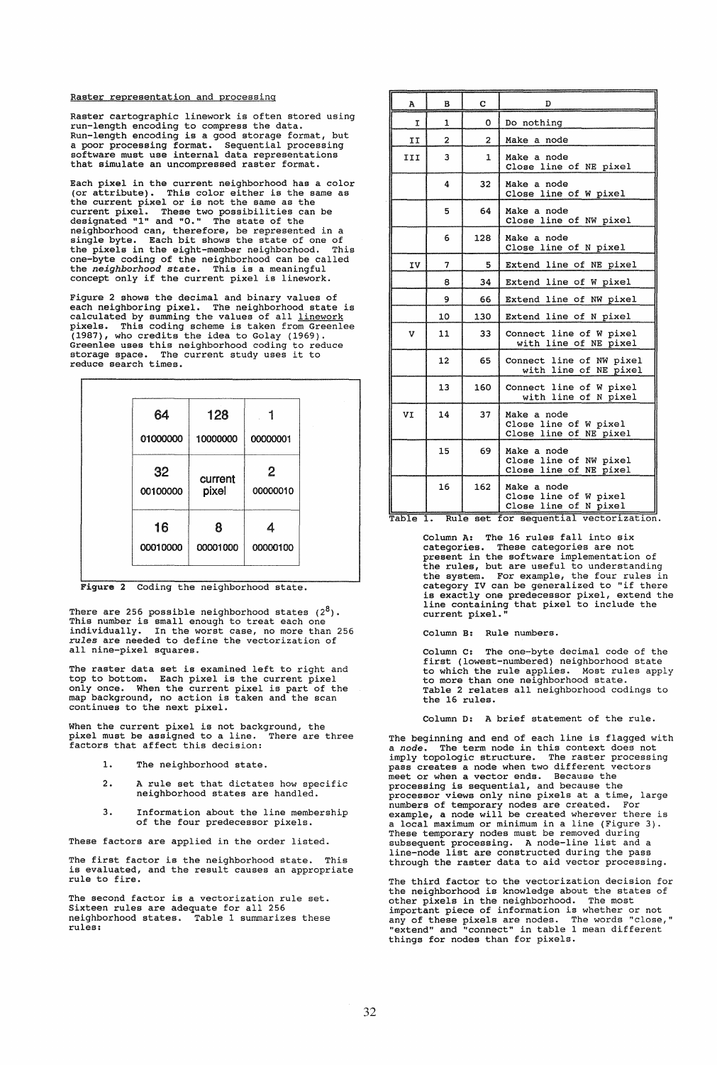Raster representation and processing

Raster cartographic linework is often stored using run-length encoding to compress the data. Run-length encoding is a good storage format, but a poor processing format. Sequential processing software must use internal data representations that simulate an uncompressed raster format.

Each pixel in the current neighborhood has a color (or attribute). This color either is the same as the current pixel or is not the same as the current pixel. These two possibilities can be designated "1" and "0." The state of the neighborhood can, therefore, be represented in a single byte. Each bit shows the state of one of the pixels in the eight-member neighborhood. This one-byte coding of the neighborhood can be called the *neighborhood state*. This is a meaningful concept only if the current pixel is linework.

Figure 2 shows the decimal and binary values of each neighboring pixel. The neighborhood state is calculated by summing the values of all linework pixels. This coding scheme is taken from Greenlee (1987), who credits the idea to Golay (1969). Greenlee uses this neighborhood coding to reduce storage space. The current study uses it to reduce search times.

| | | |
|---|---|---|
| 64<br>01000000 | 128<br>10000000 | 1<br>00000001 |
| 32<br>00100000 | current pixel | 2<br>00000010 |
| 16<br>00010000 | 8<br>00001000 | 4<br>00000100 |

**Figure 2** Coding the neighborhood state.

There are 256 possible neighborhood states ($2^8$). This number is small enough to treat each one individually. In the worst case, no more than 256 *rules* are needed to define the vectorization of all nine-pixel squares.

The raster data set is examined left to right and top to bottom. Each pixel is the current pixel only once. When the current pixel is part of the map background, no action is taken and the scan continues to the next pixel.

When the current pixel is not background, the pixel must be assigned to a line. There are three factors that affect this decision:

1. The neighborhood state.
2. A rule set that dictates how specific neighborhood states are handled.
3. Information about the line membership of the four predecessor pixels.

These factors are applied in the order listed.

The first factor is the neighborhood state. This is evaluated, and the result causes an appropriate rule to fire.

The second factor is a vectorization rule set. Sixteen rules are adequate for all 256 neighborhood states. Table 1 summarizes these rules:

| A | B | C | D |
|---|---|---|---|
| I | 1 | 0 | Do nothing |
| II | 2 | 2 | Make a node |
| III | 3 | 1 | Make a node<br>Close line of NE pixel |
| | 4 | 32 | Make a node<br>Close line of W pixel |
| | 5 | 64 | Make a node<br>Close line of NW pixel |
| | 6 | 128 | Make a node<br>Close line of N pixel |
| IV | 7 | 5 | Extend line of NE pixel |
| | 8 | 34 | Extend line of W pixel |
| | 9 | 66 | Extend line of NW pixel |
| | 10 | 130 | Extend line of N pixel |
| V | 11 | 33 | Connect line of W pixel with line of NE pixel |
| | 12 | 65 | Connect line of NW pixel with line of NE pixel |
| | 13 | 160 | Connect line of W pixel with line of N pixel |
| VI | 14 | 37 | Make a node<br>Close line of W pixel<br>Close line of NE pixel |
| | 15 | 69 | Make a node<br>Close line of NW pixel<br>Close line of NE pixel |
| | 16 | 162 | Make a node<br>Close line of W pixel<br>Close line of N pixel |

Table 1. Rule set for sequential vectorization.

Column A: The 16 rules fall into six categories. These categories are not present in the software implementation of the rules, but are useful to understanding the system. For example, the four rules in category IV can be generalized to "if there is exactly one predecessor pixel, extend the line containing that pixel to include the current pixel."

Column B: Rule numbers.

Column C: The one-byte decimal code of the first (lowest-numbered) neighborhood state to which the rule applies. Most rules apply to more than one neighborhood state. Table 2 relates all neighborhood codings to the 16 rules.

Column D: A brief statement of the rule.

The beginning and end of each line is flagged with a *node*. The term node in this context does not imply topologic structure. The raster processing pass creates a node when two different vectors meet or when a vector ends. Because the processing is sequential, and because the processor views only nine pixels at a time, large numbers of temporary nodes are created. For example, a node will be created wherever there is a local maximum or minimum in a line (Figure 3). These temporary nodes must be removed during subsequent processing. A node-line list and a line-node list are constructed during the pass through the raster data to aid vector processing.

The third factor to the vectorization decision for the neighborhood is knowledge about the states of other pixels in the neighborhood. The most important piece of information is whether or not any of these pixels are nodes. The words "close," "extend" and "connect" in table 1 mean different things for nodes than for pixels.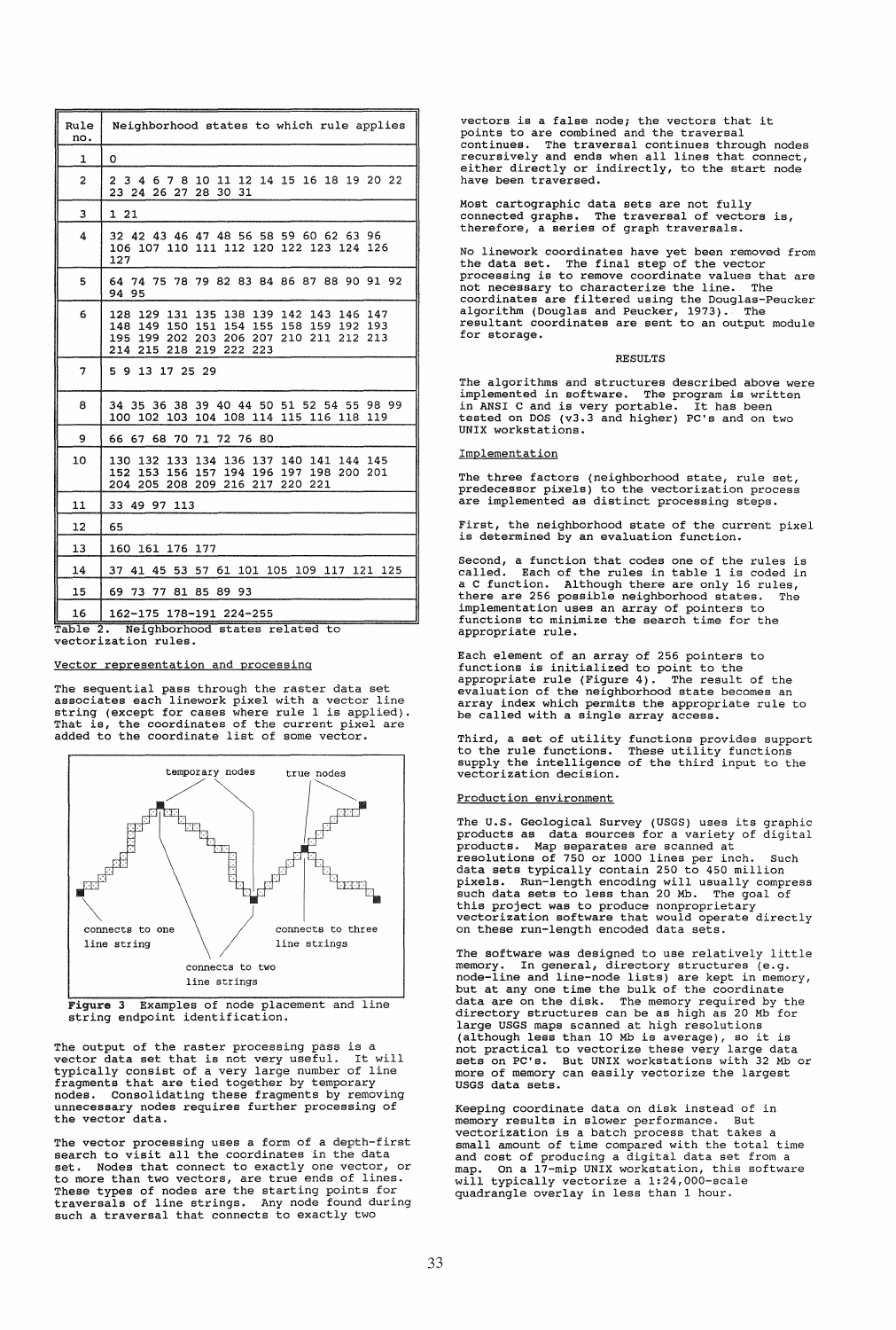| Rule no. | Neighborhood states to which rule applies |
|---|---|
| 1 | 0 |
| 2 | 2 3 4 6 7 8 10 11 12 14 15 16 18 19 20 22 23 24 26 27 28 30 31 |
| 3 | 1 21 |
| 4 | 32 42 43 46 47 48 56 58 59 60 62 63 96 106 107 110 111 112 120 122 123 124 126 127 |
| 5 | 64 74 75 78 79 82 83 84 86 87 88 90 91 92 94 95 |
| 6 | 128 129 131 135 138 139 142 143 146 147 148 149 150 151 154 155 158 159 192 193 195 199 202 203 206 207 210 211 212 213 214 215 218 219 222 223 |
| 7 | 5 9 13 17 25 29 |
| 8 | 34 35 36 38 39 40 44 50 51 52 54 55 98 99 100 102 103 104 108 114 115 116 118 119 |
| 9 | 66 67 68 70 71 72 76 80 |
| 10 | 130 132 133 134 136 137 140 141 144 145 152 153 156 157 194 196 197 198 200 201 204 205 208 209 216 217 220 221 |
| 11 | 33 49 97 113 |
| 12 | 65 |
| 13 | 160 161 176 177 |
| 14 | 37 41 45 53 57 61 101 105 109 117 121 125 |
| 15 | 69 73 77 81 85 89 93 |
| 16 | 162-175 178-191 224-255 |

Table 2. Neighborhood states related to vectorization rules.

### Vector representation and processing

The sequential pass through the raster data set associates each linework pixel with a vector line string (except for cases where rule 1 is applied). That is, the coordinates of the current pixel are added to the coordinate list of some vector.

**Figure 3** Examples of node placement and line string endpoint identification.

The output of the raster processing pass is a vector data set that is not very useful. It will typically consist of a very large number of line fragments that are tied together by temporary nodes. Consolidating these fragments by removing unnecessary nodes requires further processing of the vector data.

The vector processing uses a form of a depth-first search to visit all the coordinates in the data set. Nodes that connect to exactly one vector, or to more than two vectors, are true ends of lines. These types of nodes are the starting points for traversals of line strings. Any node found during such a traversal that connects to exactly two vectors is a false node; the vectors that it points to are combined and the traversal continues. The traversal continues through nodes recursively and ends when all lines that connect, either directly or indirectly, to the start node have been traversed.

Most cartographic data sets are not fully connected graphs. The traversal of vectors is, therefore, a series of graph traversals.

No linework coordinates have yet been removed from the data set. The final step of the vector processing is to remove coordinate values that are not necessary to characterize the line. The coordinates are filtered using the Douglas-Peucker algorithm (Douglas and Peucker, 1973). The resultant coordinates are sent to an output module for storage.

## RESULTS

The algorithms and structures described above were implemented in software. The program is written in ANSI C and is very portable. It has been tested on DOS (v3.3 and higher) PC's and on two UNIX workstations.

### Implementation

The three factors (neighborhood state, rule set, predecessor pixels) to the vectorization process are implemented as distinct processing steps.

First, the neighborhood state of the current pixel is determined by an evaluation function.

Second, a function that codes one of the rules is called. Each of the rules in table 1 is coded in a C function. Although there are only 16 rules, there are 256 possible neighborhood states. The implementation uses an array of pointers to functions to minimize the search time for the appropriate rule.

Each element of an array of 256 pointers to functions is initialized to point to the appropriate rule (Figure 4). The result of the evaluation of the neighborhood state becomes an array index which permits the appropriate rule to be called with a single array access.

Third, a set of utility functions provides support to the rule functions. These utility functions supply the intelligence of the third input to the vectorization decision.

### Production environment

The U.S. Geological Survey (USGS) uses its graphic products as data sources for a variety of digital products. Map separates are scanned at resolutions of 750 or 1000 lines per inch. Such data sets typically contain 250 to 450 million pixels. Run-length encoding will usually compress such data sets to less than 20 Mb. The goal of this project was to produce nonproprietary vectorization software that would operate directly on these run-length encoded data sets.

The software was designed to use relatively little memory. In general, directory structures (e.g. node-line and line-node lists) are kept in memory, but at any one time the bulk of the coordinate data are on the disk. The memory required by the directory structures can be as high as 20 Mb for large USGS maps scanned at high resolutions (although less than 10 Mb is average), so it is not practical to vectorize these very large data sets on PC's. But UNIX workstations with 32 Mb or more of memory can easily vectorize the largest USGS data sets.

Keeping coordinate data on disk instead of in memory results in slower performance. But vectorization is a batch process that takes a small amount of time compared with the total time and cost of producing a digital data set from a map. On a 17-mip UNIX workstation, this software will typically vectorize a 1:24,000-scale quadrangle overlay in less than 1 hour.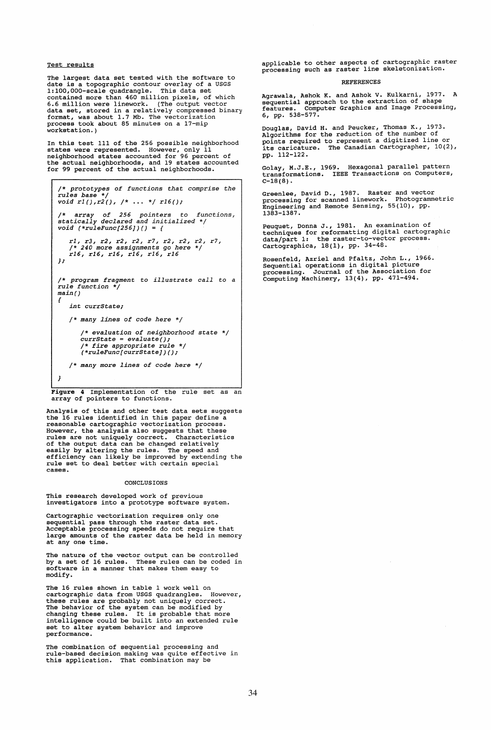### Test results

The largest data set tested with the software to date is a topographic contour overlay of a USGS 1:100,000-scale quadrangle. This data set contained more than 460 million pixels, of which 6.6 million were linework. (The output vector data set, stored in a relatively compressed binary format, was about 1.7 Mb. The vectorization process took about 85 minutes on a 17-mip workstation.)

In this test 111 of the 256 possible neighborhood states were represented. However, only 11 neighborhood states accounted for 96 percent of the actual neighborhoods, and 19 states accounted for 99 percent of the actual neighborhoods.

```
/* prototypes of functions that comprise the
rules base */
void r1(),r2(), /* ... */ r16();

/* array of 256 pointers to functions,
statically declared and initialized */
void (*ruleFunc[256])() = {

   r1, r3, r2, r2, r2, r7, r2, r2, r2, r7,
   /* 240 more assignments go here */
   r16, r16, r16, r16, r16, r16
};

/* program fragment to illustrate call to a
rule function */
main()
{
   int currState;

   /* many lines of code here */

      /* evaluation of neighborhood state */
      currState = evaluate();
      /* fire appropriate rule */
      (*ruleFunc[currState])();

   /* many more lines of code here */

}
```

**Figure 4** Implementation of the rule set as an array of pointers to functions.

Analysis of this and other test data sets suggests the 16 rules identified in this paper define a reasonable cartographic vectorization process. However, the analysis also suggests that these rules are not uniquely correct. Characteristics of the output data can be changed relatively easily by altering the rules. The speed and efficiency can likely be improved by extending the rule set to deal better with certain special cases.

## CONCLUSIONS

This research developed work of previous investigators into a prototype software system.

Cartographic vectorization requires only one sequential pass through the raster data set. Acceptable processing speeds do not require that large amounts of the raster data be held in memory at any one time.

The nature of the vector output can be controlled by a set of 16 rules. These rules can be coded in software in a manner that makes them easy to modify.

The 16 rules shown in table 1 work well on cartographic data from USGS quadrangles. However, these rules are probably not uniquely correct. The behavior of the system can be modified by changing these rules. It is probable that more intelligence could be built into an extended rule set to alter system behavior and improve performance.

The combination of sequential processing and rule-based decision making was quite effective in this application. That combination may be applicable to other aspects of cartographic raster processing such as raster line skeletonization.

## REFERENCES

Agrawala, Ashok K. and Ashok V. Kulkarni, 1977. A sequential approach to the extraction of shape features. Computer Graphics and Image Processing, 6, pp. 538-577.

Douglas, David H. and Peucker, Thomas K., 1973. Algorithms for the reduction of the number of points required to represent a digitized line or its caricature. The Canadian Cartographer, 10(2), pp. 112-122.

Golay, M.J.E., 1969. Hexagonal parallel pattern transformations. IEEE Transactions on Computers, C-18(8).

Greenlee, David D., 1987. Raster and vector processing for scanned linework. Photogrammetric Engineering and Remote Sensing, 55(10), pp. 1383-1387.

Peuquet, Donna J., 1981. An examination of techniques for reformatting digital cartographic data/part 1: the raster-to-vector process. Cartographica, 18(1), pp. 34-48.

Rosenfeld, Azriel and Pfaltz, John L., 1966. Sequential operations in digital picture processing. Journal of the Association for Computing Machinery, 13(4), pp. 471-494.